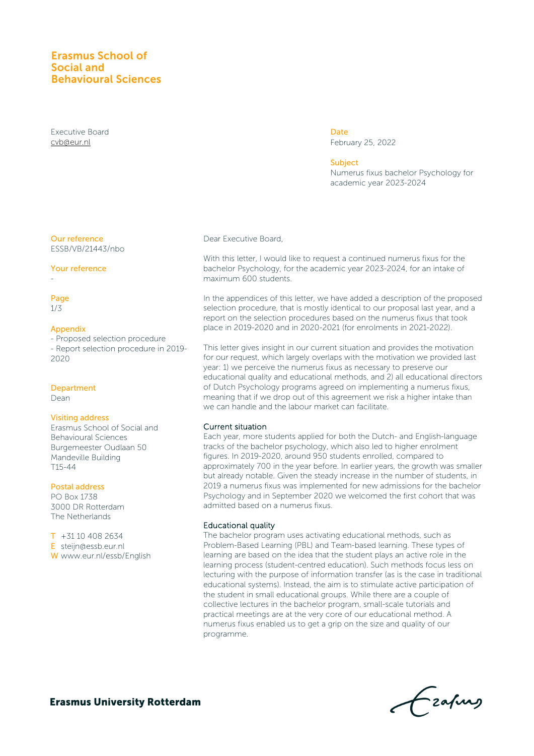**Erasmus School of Social and Behavioural Sciences**

Executive Board
cvb@eur.nl

**Date**
February 25, 2022

**Subject**
Numerus fixus bachelor Psychology for academic year 2023-2024

**Our reference**
ESSB/VB/21443/nbo

**Your reference**
-

**Appendix**
- Proposed selection procedure
- Report selection procedure in 2019-2020

**Department**
Dean

**Visiting address**
Erasmus School of Social and Behavioural Sciences
Burgemeester Oudlaan 50
Mandeville Building
T15-44

**Postal address**
PO Box 1738
3000 DR Rotterdam
The Netherlands

T +31 10 408 2634
E steijn@essb.eur.nl
W www.eur.nl/essb/English

Dear Executive Board,

With this letter, I would like to request a continued numerus fixus for the bachelor Psychology, for the academic year 2023-2024, for an intake of maximum 600 students.

In the appendices of this letter, we have added a description of the proposed selection procedure, that is mostly identical to our proposal last year, and a report on the selection procedures based on the numerus fixus that took place in 2019-2020 and in 2020-2021 (for enrolments in 2021-2022).

This letter gives insight in our current situation and provides the motivation for our request, which largely overlaps with the motivation we provided last year: 1) we perceive the numerus fixus as necessary to preserve our educational quality and educational methods, and 2) all educational directors of Dutch Psychology programs agreed on implementing a numerus fixus, meaning that if we drop out of this agreement we risk a higher intake than we can handle and the labour market can facilitate.

### Current situation

Each year, more students applied for both the Dutch- and English-language tracks of the bachelor psychology, which also led to higher enrolment figures. In 2019-2020, around 950 students enrolled, compared to approximately 700 in the year before. In earlier years, the growth was smaller but already notable. Given the steady increase in the number of students, in 2019 a numerus fixus was implemented for new admissions for the bachelor Psychology and in September 2020 we welcomed the first cohort that was admitted based on a numerus fixus.

### Educational quality

The bachelor program uses activating educational methods, such as Problem-Based Learning (PBL) and Team-based learning. These types of learning are based on the idea that the student plays an active role in the learning process (student-centred education). Such methods focus less on lecturing with the purpose of information transfer (as is the case in traditional educational systems). Instead, the aim is to stimulate active participation of the student in small educational groups. While there are a couple of collective lectures in the bachelor program, small-scale tutorials and practical meetings are at the very core of our educational method. A numerus fixus enabled us to get a grip on the size and quality of our programme.

**Erasmus University Rotterdam**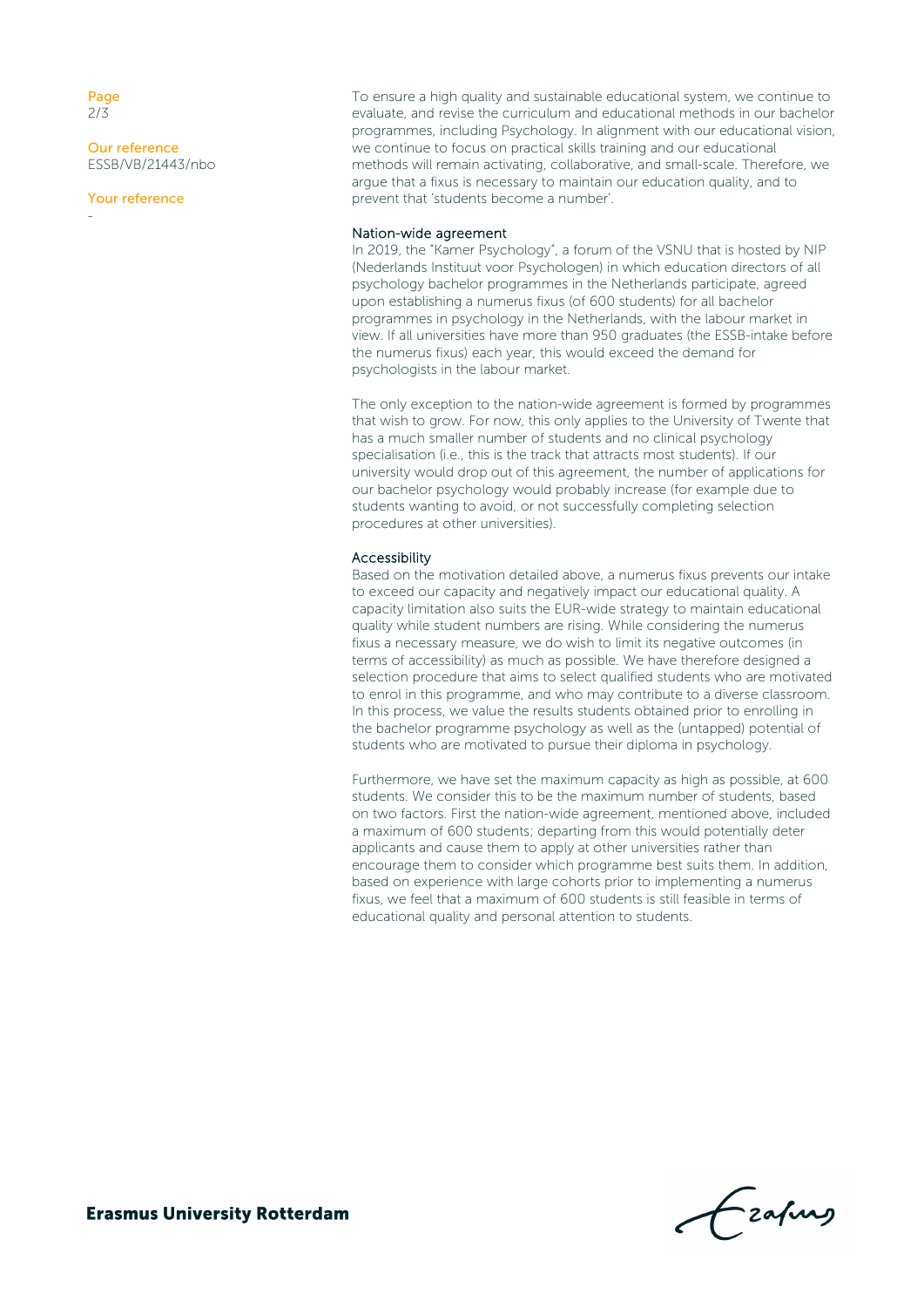To ensure a high quality and sustainable educational system, we continue to evaluate, and revise the curriculum and educational methods in our bachelor programmes, including Psychology. In alignment with our educational vision, we continue to focus on practical skills training and our educational methods will remain activating, collaborative, and small-scale. Therefore, we argue that a fixus is necessary to maintain our education quality, and to prevent that 'students become a number'.

### Nation-wide agreement

In 2019, the "Kamer Psychology", a forum of the VSNU that is hosted by NIP (Nederlands Instituut voor Psychologen) in which education directors of all psychology bachelor programmes in the Netherlands participate, agreed upon establishing a numerus fixus (of 600 students) for all bachelor programmes in psychology in the Netherlands, with the labour market in view. If all universities have more than 950 graduates (the ESSB-intake before the numerus fixus) each year, this would exceed the demand for psychologists in the labour market.

The only exception to the nation-wide agreement is formed by programmes that wish to grow. For now, this only applies to the University of Twente that has a much smaller number of students and no clinical psychology specialisation (i.e., this is the track that attracts most students). If our university would drop out of this agreement, the number of applications for our bachelor psychology would probably increase (for example due to students wanting to avoid, or not successfully completing selection procedures at other universities).

### Accessibility

Based on the motivation detailed above, a numerus fixus prevents our intake to exceed our capacity and negatively impact our educational quality. A capacity limitation also suits the EUR-wide strategy to maintain educational quality while student numbers are rising. While considering the numerus fixus a necessary measure, we do wish to limit its negative outcomes (in terms of accessibility) as much as possible. We have therefore designed a selection procedure that aims to select qualified students who are motivated to enrol in this programme, and who may contribute to a diverse classroom. In this process, we value the results students obtained prior to enrolling in the bachelor programme psychology as well as the (untapped) potential of students who are motivated to pursue their diploma in psychology.

Furthermore, we have set the maximum capacity as high as possible, at 600 students. We consider this to be the maximum number of students, based on two factors. First the nation-wide agreement, mentioned above, included a maximum of 600 students; departing from this would potentially deter applicants and cause them to apply at other universities rather than encourage them to consider which programme best suits them. In addition, based on experience with large cohorts prior to implementing a numerus fixus, we feel that a maximum of 600 students is still feasible in terms of educational quality and personal attention to students.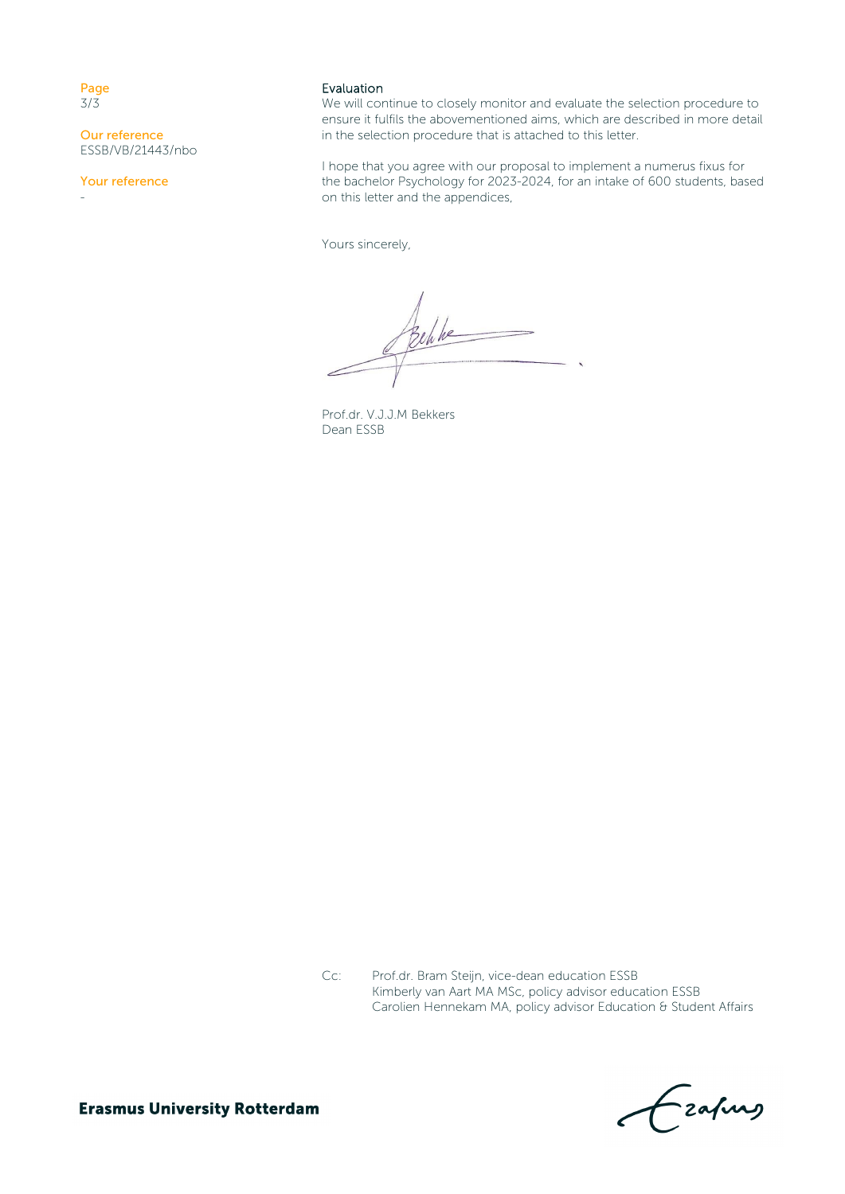Our reference
ESSB/VB/21443/nbo

Your reference
-

### Evaluation

We will continue to closely monitor and evaluate the selection procedure to ensure it fulfils the abovementioned aims, which are described in more detail in the selection procedure that is attached to this letter.

I hope that you agree with our proposal to implement a numerus fixus for the bachelor Psychology for 2023-2024, for an intake of 600 students, based on this letter and the appendices,

Yours sincerely,

Prof.dr. V.J.J.M Bekkers
Dean ESSB

Cc: Prof.dr. Bram Steijn, vice-dean education ESSB
Kimberly van Aart MA MSc, policy advisor education ESSB
Carolien Hennekam MA, policy advisor Education & Student Affairs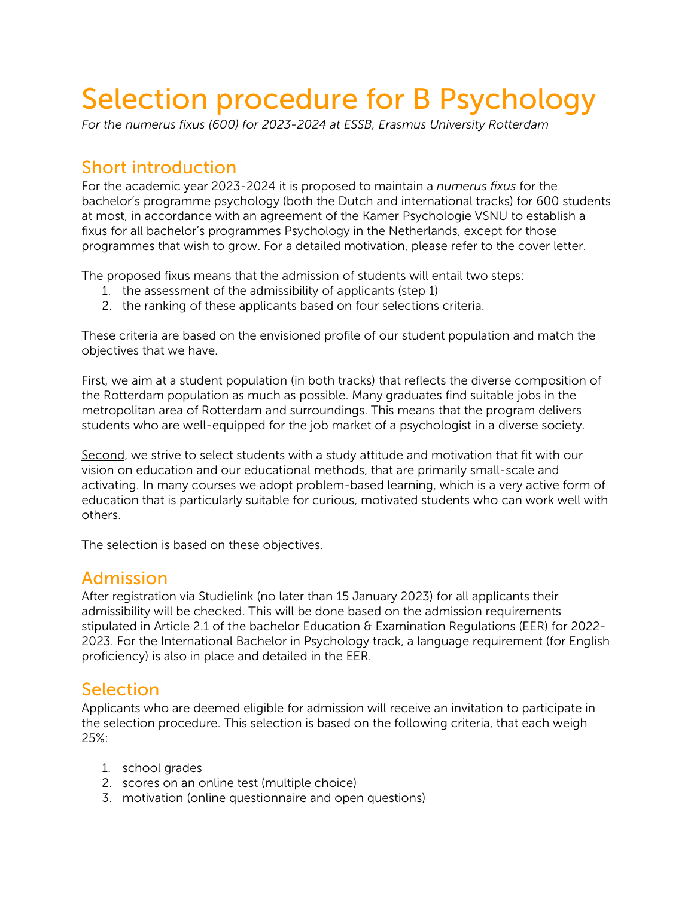# Selection procedure for B Psychology

*For the numerus fixus (600) for 2023-2024 at ESSB, Erasmus University Rotterdam*

## Short introduction

For the academic year 2023-2024 it is proposed to maintain a *numerus fixus* for the bachelor's programme psychology (both the Dutch and international tracks) for 600 students at most, in accordance with an agreement of the Kamer Psychologie VSNU to establish a fixus for all bachelor's programmes Psychology in the Netherlands, except for those programmes that wish to grow. For a detailed motivation, please refer to the cover letter.

The proposed fixus means that the admission of students will entail two steps:

1. the assessment of the admissibility of applicants (step 1)
2. the ranking of these applicants based on four selections criteria.

These criteria are based on the envisioned profile of our student population and match the objectives that we have.

First, we aim at a student population (in both tracks) that reflects the diverse composition of the Rotterdam population as much as possible. Many graduates find suitable jobs in the metropolitan area of Rotterdam and surroundings. This means that the program delivers students who are well-equipped for the job market of a psychologist in a diverse society.

Second, we strive to select students with a study attitude and motivation that fit with our vision on education and our educational methods, that are primarily small-scale and activating. In many courses we adopt problem-based learning, which is a very active form of education that is particularly suitable for curious, motivated students who can work well with others.

The selection is based on these objectives.

## Admission

After registration via Studielink (no later than 15 January 2023) for all applicants their admissibility will be checked. This will be done based on the admission requirements stipulated in Article 2.1 of the bachelor Education & Examination Regulations (EER) for 2022-2023. For the International Bachelor in Psychology track, a language requirement (for English proficiency) is also in place and detailed in the EER.

## Selection

Applicants who are deemed eligible for admission will receive an invitation to participate in the selection procedure. This selection is based on the following criteria, that each weigh 25%:

1. school grades
2. scores on an online test (multiple choice)
3. motivation (online questionnaire and open questions)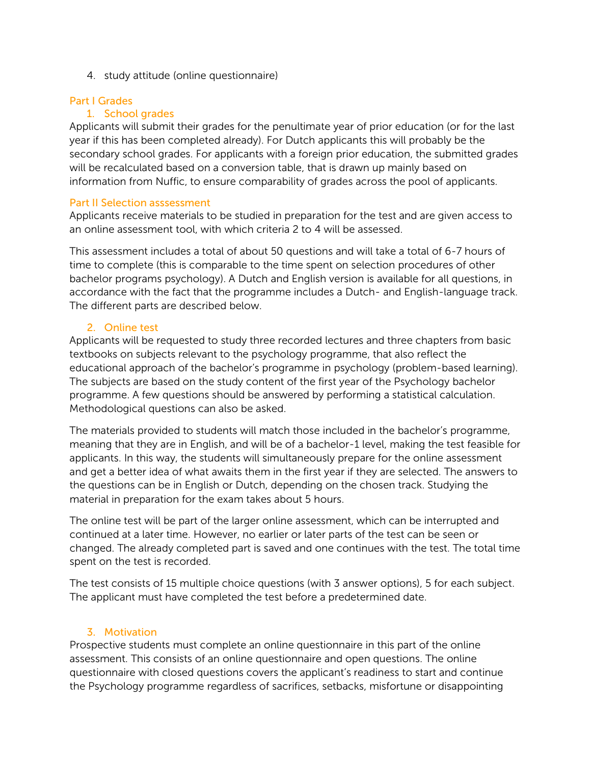4. study attitude (online questionnaire)

## Part I Grades

### 1. School grades

Applicants will submit their grades for the penultimate year of prior education (or for the last year if this has been completed already). For Dutch applicants this will probably be the secondary school grades. For applicants with a foreign prior education, the submitted grades will be recalculated based on a conversion table, that is drawn up mainly based on information from Nuffic, to ensure comparability of grades across the pool of applicants.

## Part II Selection asssessment

Applicants receive materials to be studied in preparation for the test and are given access to an online assessment tool, with which criteria 2 to 4 will be assessed.

This assessment includes a total of about 50 questions and will take a total of 6-7 hours of time to complete (this is comparable to the time spent on selection procedures of other bachelor programs psychology). A Dutch and English version is available for all questions, in accordance with the fact that the programme includes a Dutch- and English-language track. The different parts are described below.

### 2. Online test

Applicants will be requested to study three recorded lectures and three chapters from basic textbooks on subjects relevant to the psychology programme, that also reflect the educational approach of the bachelor's programme in psychology (problem-based learning). The subjects are based on the study content of the first year of the Psychology bachelor programme. A few questions should be answered by performing a statistical calculation. Methodological questions can also be asked.

The materials provided to students will match those included in the bachelor's programme, meaning that they are in English, and will be of a bachelor-1 level, making the test feasible for applicants. In this way, the students will simultaneously prepare for the online assessment and get a better idea of what awaits them in the first year if they are selected. The answers to the questions can be in English or Dutch, depending on the chosen track. Studying the material in preparation for the exam takes about 5 hours.

The online test will be part of the larger online assessment, which can be interrupted and continued at a later time. However, no earlier or later parts of the test can be seen or changed. The already completed part is saved and one continues with the test. The total time spent on the test is recorded.

The test consists of 15 multiple choice questions (with 3 answer options), 5 for each subject. The applicant must have completed the test before a predetermined date.

### 3. Motivation

Prospective students must complete an online questionnaire in this part of the online assessment. This consists of an online questionnaire and open questions. The online questionnaire with closed questions covers the applicant's readiness to start and continue the Psychology programme regardless of sacrifices, setbacks, misfortune or disappointing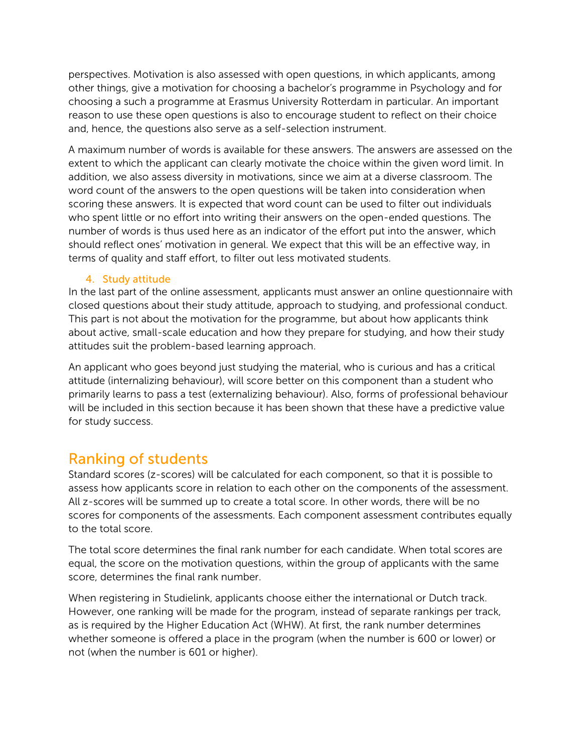perspectives. Motivation is also assessed with open questions, in which applicants, among other things, give a motivation for choosing a bachelor's programme in Psychology and for choosing a such a programme at Erasmus University Rotterdam in particular. An important reason to use these open questions is also to encourage student to reflect on their choice and, hence, the questions also serve as a self-selection instrument.

A maximum number of words is available for these answers. The answers are assessed on the extent to which the applicant can clearly motivate the choice within the given word limit. In addition, we also assess diversity in motivations, since we aim at a diverse classroom. The word count of the answers to the open questions will be taken into consideration when scoring these answers. It is expected that word count can be used to filter out individuals who spent little or no effort into writing their answers on the open-ended questions. The number of words is thus used here as an indicator of the effort put into the answer, which should reflect ones' motivation in general. We expect that this will be an effective way, in terms of quality and staff effort, to filter out less motivated students.

### 4. Study attitude

In the last part of the online assessment, applicants must answer an online questionnaire with closed questions about their study attitude, approach to studying, and professional conduct. This part is not about the motivation for the programme, but about how applicants think about active, small-scale education and how they prepare for studying, and how their study attitudes suit the problem-based learning approach.

An applicant who goes beyond just studying the material, who is curious and has a critical attitude (internalizing behaviour), will score better on this component than a student who primarily learns to pass a test (externalizing behaviour). Also, forms of professional behaviour will be included in this section because it has been shown that these have a predictive value for study success.

## Ranking of students

Standard scores (z-scores) will be calculated for each component, so that it is possible to assess how applicants score in relation to each other on the components of the assessment. All z-scores will be summed up to create a total score. In other words, there will be no scores for components of the assessments. Each component assessment contributes equally to the total score.

The total score determines the final rank number for each candidate. When total scores are equal, the score on the motivation questions, within the group of applicants with the same score, determines the final rank number.

When registering in Studielink, applicants choose either the international or Dutch track. However, one ranking will be made for the program, instead of separate rankings per track, as is required by the Higher Education Act (WHW). At first, the rank number determines whether someone is offered a place in the program (when the number is 600 or lower) or not (when the number is 601 or higher).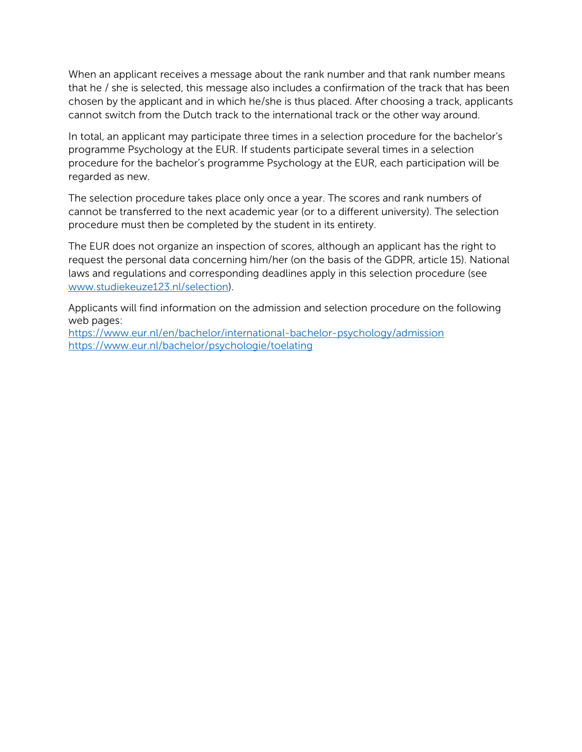When an applicant receives a message about the rank number and that rank number means that he / she is selected, this message also includes a confirmation of the track that has been chosen by the applicant and in which he/she is thus placed. After choosing a track, applicants cannot switch from the Dutch track to the international track or the other way around.

In total, an applicant may participate three times in a selection procedure for the bachelor's programme Psychology at the EUR. If students participate several times in a selection procedure for the bachelor's programme Psychology at the EUR, each participation will be regarded as new.

The selection procedure takes place only once a year. The scores and rank numbers of cannot be transferred to the next academic year (or to a different university). The selection procedure must then be completed by the student in its entirety.

The EUR does not organize an inspection of scores, although an applicant has the right to request the personal data concerning him/her (on the basis of the GDPR, article 15). National laws and regulations and corresponding deadlines apply in this selection procedure (see [www.studiekeuze123.nl/selection](www.studiekeuze123.nl/selection)).

Applicants will find information on the admission and selection procedure on the following web pages:
[https://www.eur.nl/en/bachelor/international-bachelor-psychology/admission](https://www.eur.nl/en/bachelor/international-bachelor-psychology/admission)
[https://www.eur.nl/bachelor/psychologie/toelating](https://www.eur.nl/bachelor/psychologie/toelating)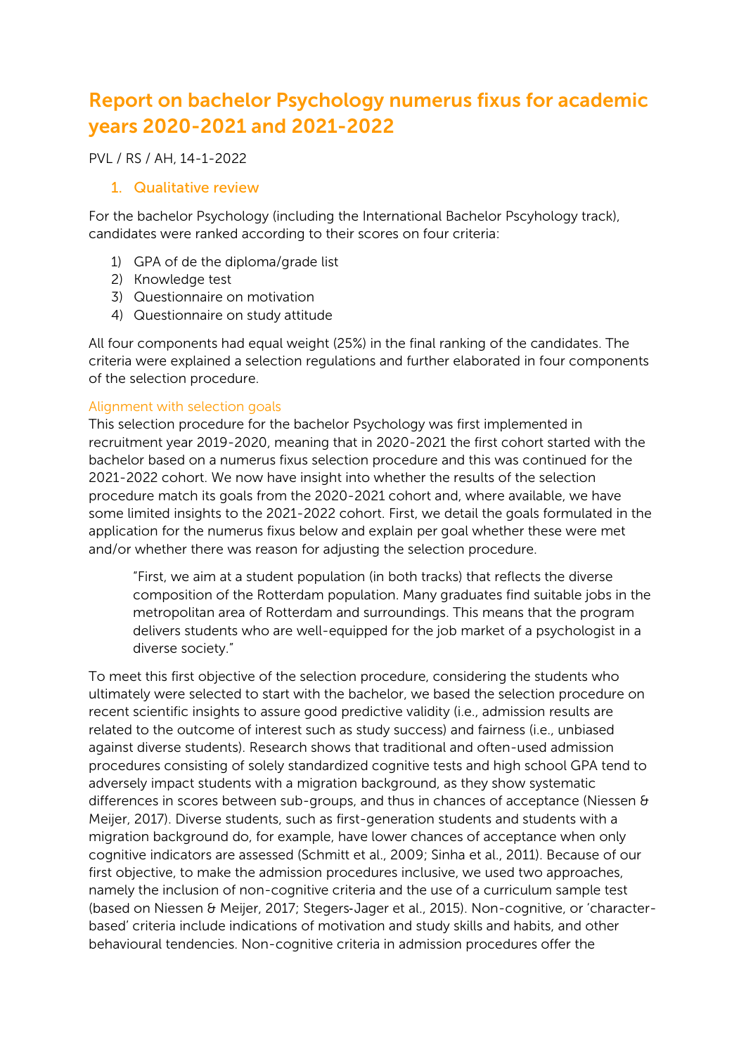# Report on bachelor Psychology numerus fixus for academic years 2020-2021 and 2021-2022

PVL / RS / AH, 14-1-2022

## 1. Qualitative review

For the bachelor Psychology (including the International Bachelor Pscyhology track), candidates were ranked according to their scores on four criteria:

1) GPA of de the diploma/grade list
2) Knowledge test
3) Questionnaire on motivation
4) Questionnaire on study attitude

All four components had equal weight (25%) in the final ranking of the candidates. The criteria were explained a selection regulations and further elaborated in four components of the selection procedure.

### Alignment with selection goals

This selection procedure for the bachelor Psychology was first implemented in recruitment year 2019-2020, meaning that in 2020-2021 the first cohort started with the bachelor based on a numerus fixus selection procedure and this was continued for the 2021-2022 cohort. We now have insight into whether the results of the selection procedure match its goals from the 2020-2021 cohort and, where available, we have some limited insights to the 2021-2022 cohort. First, we detail the goals formulated in the application for the numerus fixus below and explain per goal whether these were met and/or whether there was reason for adjusting the selection procedure.

> "First, we aim at a student population (in both tracks) that reflects the diverse composition of the Rotterdam population. Many graduates find suitable jobs in the metropolitan area of Rotterdam and surroundings. This means that the program delivers students who are well-equipped for the job market of a psychologist in a diverse society."

To meet this first objective of the selection procedure, considering the students who ultimately were selected to start with the bachelor, we based the selection procedure on recent scientific insights to assure good predictive validity (i.e., admission results are related to the outcome of interest such as study success) and fairness (i.e., unbiased against diverse students). Research shows that traditional and often-used admission procedures consisting of solely standardized cognitive tests and high school GPA tend to adversely impact students with a migration background, as they show systematic differences in scores between sub-groups, and thus in chances of acceptance (Niessen & Meijer, 2017). Diverse students, such as first-generation students and students with a migration background do, for example, have lower chances of acceptance when only cognitive indicators are assessed (Schmitt et al., 2009; Sinha et al., 2011). Because of our first objective, to make the admission procedures inclusive, we used two approaches, namely the inclusion of non-cognitive criteria and the use of a curriculum sample test (based on Niessen & Meijer, 2017; Stegers-Jager et al., 2015). Non-cognitive, or 'character-based' criteria include indications of motivation and study skills and habits, and other behavioural tendencies. Non-cognitive criteria in admission procedures offer the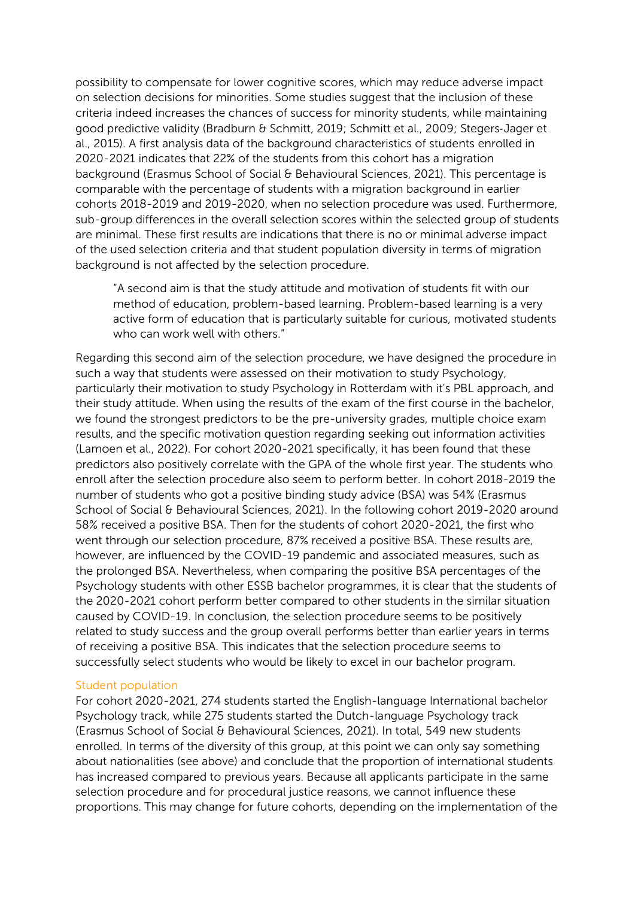possibility to compensate for lower cognitive scores, which may reduce adverse impact on selection decisions for minorities. Some studies suggest that the inclusion of these criteria indeed increases the chances of success for minority students, while maintaining good predictive validity (Bradburn & Schmitt, 2019; Schmitt et al., 2009; Stegers-Jager et al., 2015). A first analysis data of the background characteristics of students enrolled in 2020-2021 indicates that 22% of the students from this cohort has a migration background (Erasmus School of Social & Behavioural Sciences, 2021). This percentage is comparable with the percentage of students with a migration background in earlier cohorts 2018-2019 and 2019-2020, when no selection procedure was used. Furthermore, sub-group differences in the overall selection scores within the selected group of students are minimal. These first results are indications that there is no or minimal adverse impact of the used selection criteria and that student population diversity in terms of migration background is not affected by the selection procedure.

> "A second aim is that the study attitude and motivation of students fit with our method of education, problem-based learning. Problem-based learning is a very active form of education that is particularly suitable for curious, motivated students who can work well with others."

Regarding this second aim of the selection procedure, we have designed the procedure in such a way that students were assessed on their motivation to study Psychology, particularly their motivation to study Psychology in Rotterdam with it's PBL approach, and their study attitude. When using the results of the exam of the first course in the bachelor, we found the strongest predictors to be the pre-university grades, multiple choice exam results, and the specific motivation question regarding seeking out information activities (Lamoen et al., 2022). For cohort 2020-2021 specifically, it has been found that these predictors also positively correlate with the GPA of the whole first year. The students who enroll after the selection procedure also seem to perform better. In cohort 2018-2019 the number of students who got a positive binding study advice (BSA) was 54% (Erasmus School of Social & Behavioural Sciences, 2021). In the following cohort 2019-2020 around 58% received a positive BSA. Then for the students of cohort 2020-2021, the first who went through our selection procedure, 87% received a positive BSA. These results are, however, are influenced by the COVID-19 pandemic and associated measures, such as the prolonged BSA. Nevertheless, when comparing the positive BSA percentages of the Psychology students with other ESSB bachelor programmes, it is clear that the students of the 2020-2021 cohort perform better compared to other students in the similar situation caused by COVID-19. In conclusion, the selection procedure seems to be positively related to study success and the group overall performs better than earlier years in terms of receiving a positive BSA. This indicates that the selection procedure seems to successfully select students who would be likely to excel in our bachelor program.

### Student population

For cohort 2020-2021, 274 students started the English-language International bachelor Psychology track, while 275 students started the Dutch-language Psychology track (Erasmus School of Social & Behavioural Sciences, 2021). In total, 549 new students enrolled. In terms of the diversity of this group, at this point we can only say something about nationalities (see above) and conclude that the proportion of international students has increased compared to previous years. Because all applicants participate in the same selection procedure and for procedural justice reasons, we cannot influence these proportions. This may change for future cohorts, depending on the implementation of the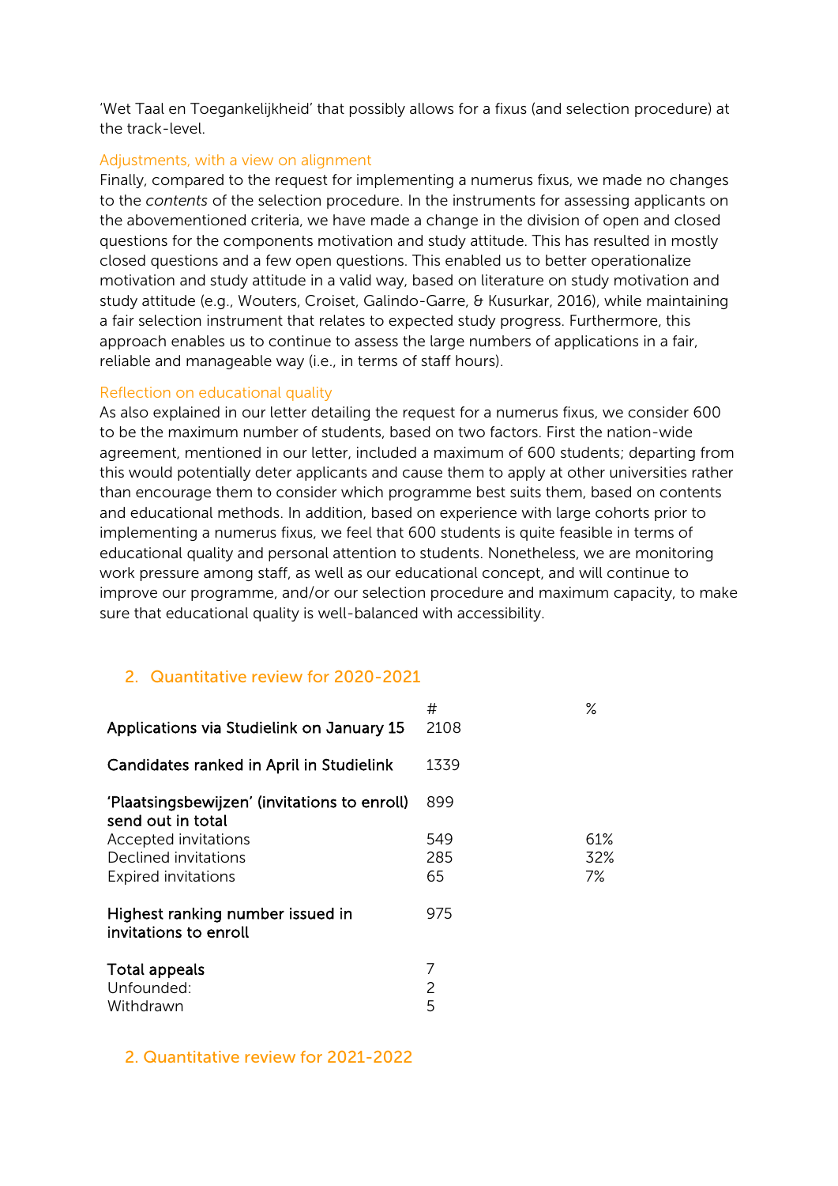‘Wet Taal en Toegankelijkheid’ that possibly allows for a fixus (and selection procedure) at the track-level.

### Adjustments, with a view on alignment

Finally, compared to the request for implementing a numerus fixus, we made no changes to the *contents* of the selection procedure. In the instruments for assessing applicants on the abovementioned criteria, we have made a change in the division of open and closed questions for the components motivation and study attitude. This has resulted in mostly closed questions and a few open questions. This enabled us to better operationalize motivation and study attitude in a valid way, based on literature on study motivation and study attitude (e.g., Wouters, Croiset, Galindo-Garre, & Kusurkar, 2016), while maintaining a fair selection instrument that relates to expected study progress. Furthermore, this approach enables us to continue to assess the large numbers of applications in a fair, reliable and manageable way (i.e., in terms of staff hours).

### Reflection on educational quality

As also explained in our letter detailing the request for a numerus fixus, we consider 600 to be the maximum number of students, based on two factors. First the nation-wide agreement, mentioned in our letter, included a maximum of 600 students; departing from this would potentially deter applicants and cause them to apply at other universities rather than encourage them to consider which programme best suits them, based on contents and educational methods. In addition, based on experience with large cohorts prior to implementing a numerus fixus, we feel that 600 students is quite feasible in terms of educational quality and personal attention to students. Nonetheless, we are monitoring work pressure among staff, as well as our educational concept, and will continue to improve our programme, and/or our selection procedure and maximum capacity, to make sure that educational quality is well-balanced with accessibility.

## 2. Quantitative review for 2020-2021

| | # | % |
|---|---|---|
| **Applications via Studielink on January 15** | 2108 | |
| **Candidates ranked in April in Studielink** | 1339 | |
| **‘Plaatsingsbewijzen’ (invitations to enroll) send out in total** | 899 | |
| Accepted invitations | 549 | 61% |
| Declined invitations | 285 | 32% |
| Expired invitations | 65 | 7% |
| **Highest ranking number issued in invitations to enroll** | 975 | |
| **Total appeals** | 7 | |
| Unfounded: | 2 | |
| Withdrawn | 5 | |

## 2. Quantitative review for 2021-2022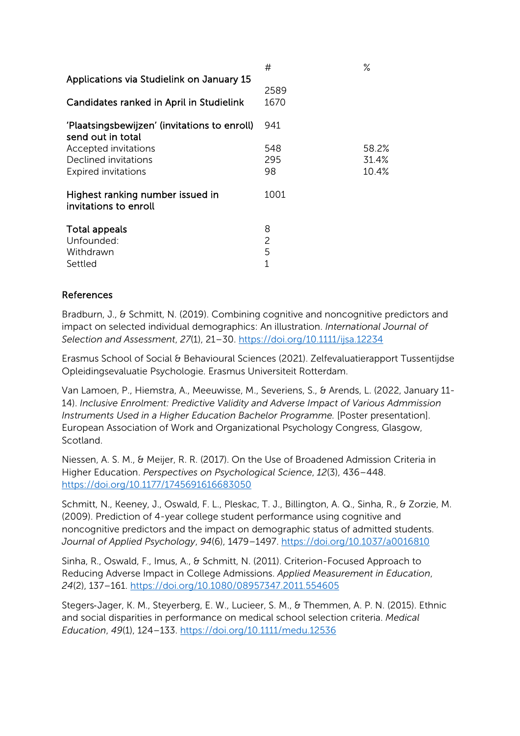|  | # | % |
|---|---|---|
| **Applications via Studielink on January 15** | 2589 |  |
| **Candidates ranked in April in Studielink** | 1670 |  |
| **'Plaatsingsbewijzen' (invitations to enroll) send out in total** | 941 |  |
| Accepted invitations | 548 | 58.2% |
| Declined invitations | 295 | 31.4% |
| Expired invitations | 98 | 10.4% |
| **Highest ranking number issued in invitations to enroll** | 1001 |  |
| **Total appeals** | 8 |  |
| Unfounded: | 2 |  |
| Withdrawn | 5 |  |
| Settled | 1 |  |

## References

Bradburn, J., & Schmitt, N. (2019). Combining cognitive and noncognitive predictors and impact on selected individual demographics: An illustration. *International Journal of Selection and Assessment*, *27*(1), 21–30. https://doi.org/10.1111/ijsa.12234

Erasmus School of Social & Behavioural Sciences (2021). Zelfevaluatierapport Tussentijdse Opleidingsevaluatie Psychologie. Erasmus Universiteit Rotterdam.

Van Lamoen, P., Hiemstra, A., Meeuwisse, M., Severiens, S., & Arends, L. (2022, January 11-14). *Inclusive Enrolment: Predictive Validity and Adverse Impact of Various Admmission Instruments Used in a Higher Education Bachelor Programme.* [Poster presentation]. European Association of Work and Organizational Psychology Congress, Glasgow, Scotland.

Niessen, A. S. M., & Meijer, R. R. (2017). On the Use of Broadened Admission Criteria in Higher Education. *Perspectives on Psychological Science*, *12*(3), 436–448. https://doi.org/10.1177/1745691616683050

Schmitt, N., Keeney, J., Oswald, F. L., Pleskac, T. J., Billington, A. Q., Sinha, R., & Zorzie, M. (2009). Prediction of 4-year college student performance using cognitive and noncognitive predictors and the impact on demographic status of admitted students. *Journal of Applied Psychology*, *94*(6), 1479–1497. https://doi.org/10.1037/a0016810

Sinha, R., Oswald, F., Imus, A., & Schmitt, N. (2011). Criterion-Focused Approach to Reducing Adverse Impact in College Admissions. *Applied Measurement in Education*, *24*(2), 137–161. https://doi.org/10.1080/08957347.2011.554605

Stegers-Jager, K. M., Steyerberg, E. W., Lucieer, S. M., & Themmen, A. P. N. (2015). Ethnic and social disparities in performance on medical school selection criteria. *Medical Education*, *49*(1), 124–133. https://doi.org/10.1111/medu.12536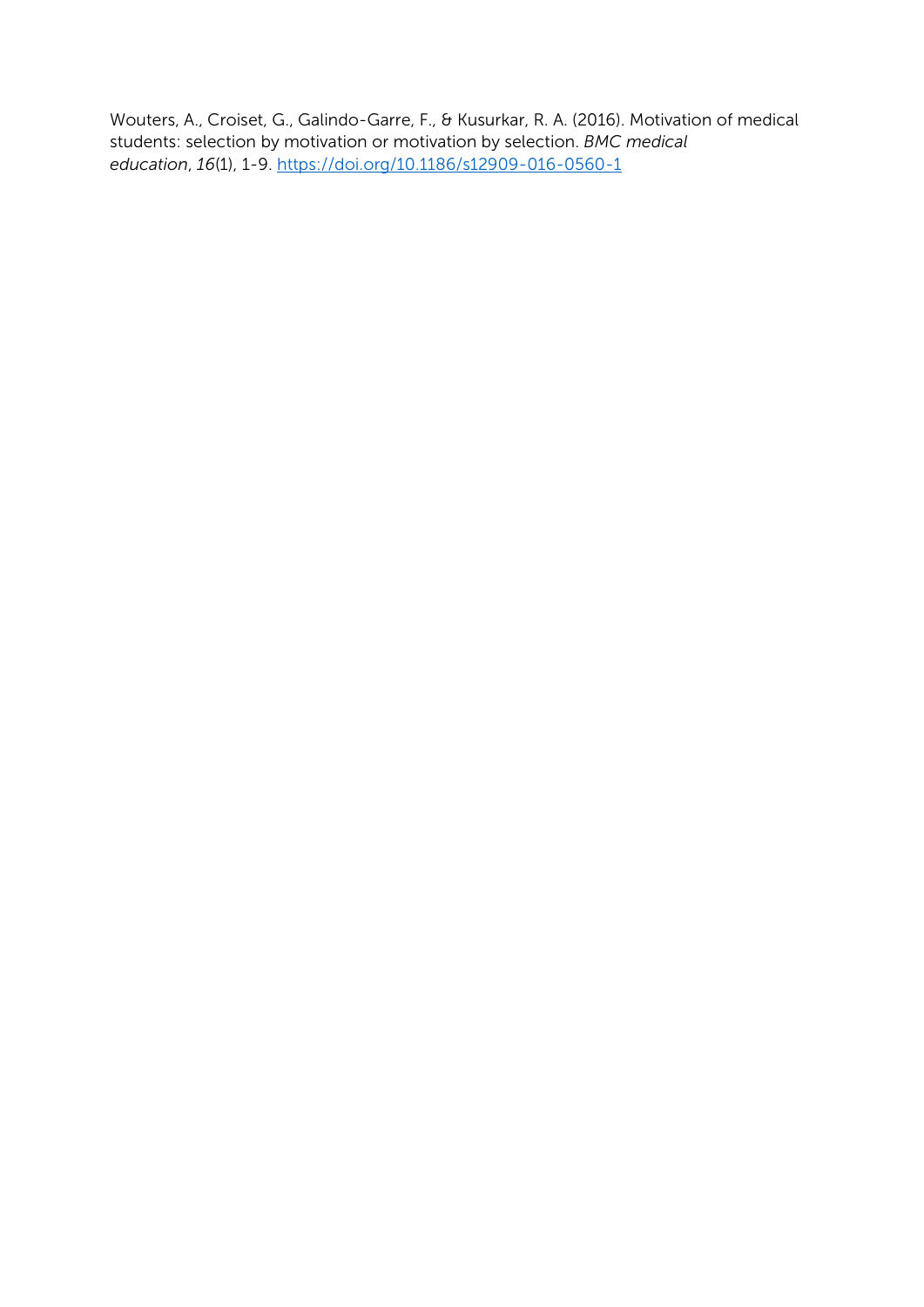Wouters, A., Croiset, G., Galindo-Garre, F., & Kusurkar, R. A. (2016). Motivation of medical students: selection by motivation or motivation by selection. *BMC medical education*, *16*(1), 1-9. https://doi.org/10.1186/s12909-016-0560-1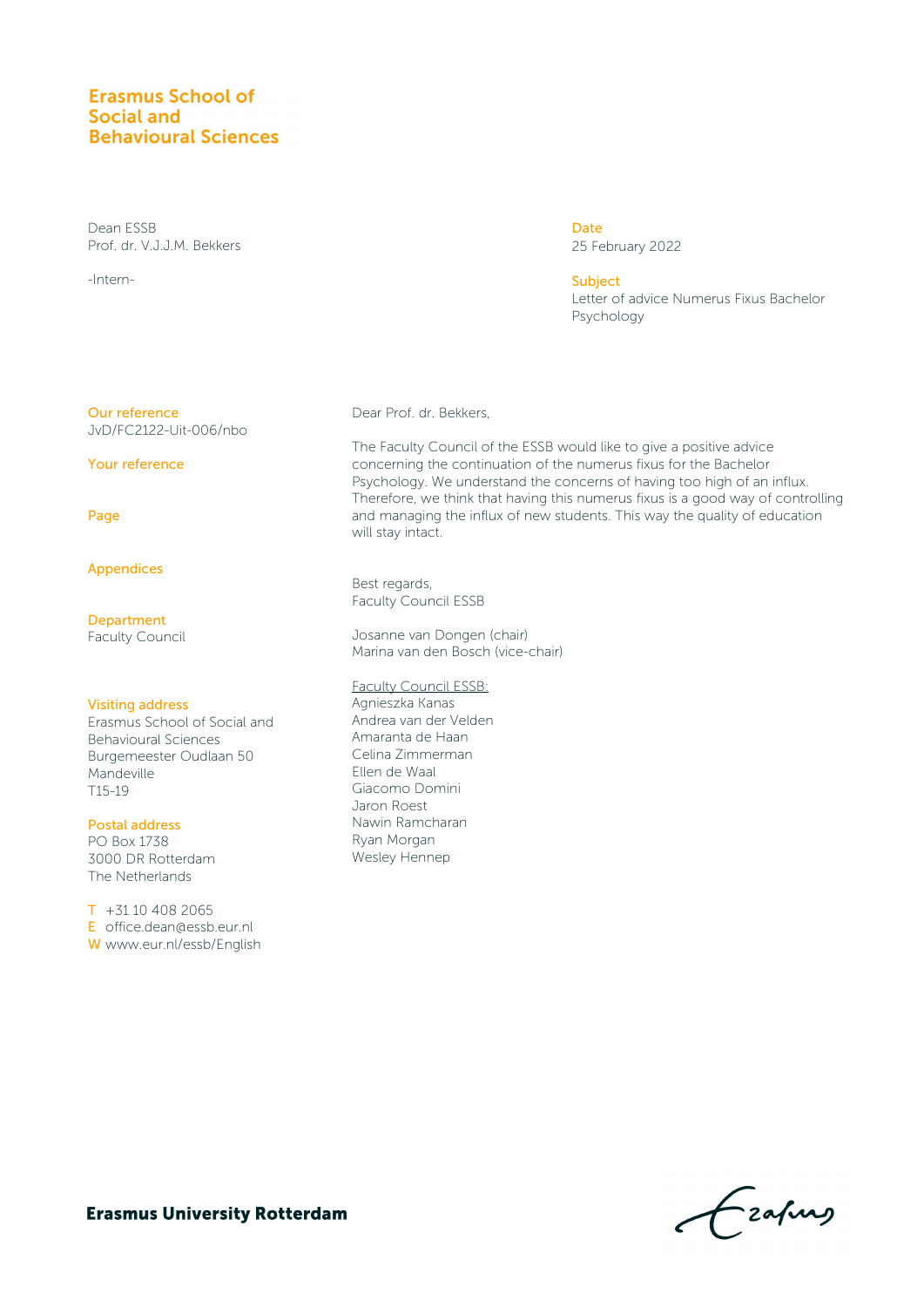**Erasmus School of Social and Behavioural Sciences**

Dean ESSB
Prof. dr. V.J.J.M. Bekkers

-Intern-

**Date**
25 February 2022

**Subject**
Letter of advice Numerus Fixus Bachelor Psychology

**Our reference**
JvD/FC2122-Uit-006/nbo

**Your reference**

**Page**

**Appendices**

**Department**
Faculty Council

**Visiting address**
Erasmus School of Social and Behavioural Sciences
Burgemeester Oudlaan 50
Mandeville
T15-19

**Postal address**
PO Box 1738
3000 DR Rotterdam
The Netherlands

T +31 10 408 2065
E office.dean@essb.eur.nl
W www.eur.nl/essb/English

Dear Prof. dr. Bekkers,

The Faculty Council of the ESSB would like to give a positive advice concerning the continuation of the numerus fixus for the Bachelor Psychology. We understand the concerns of having too high of an influx. Therefore, we think that having this numerus fixus is a good way of controlling and managing the influx of new students. This way the quality of education will stay intact.

Best regards,
Faculty Council ESSB

Josanne van Dongen (chair)
Marina van den Bosch (vice-chair)

Faculty Council ESSB:
Agnieszka Kanas
Andrea van der Velden
Amaranta de Haan
Celina Zimmerman
Ellen de Waal
Giacomo Domini
Jaron Roest
Nawin Ramcharan
Ryan Morgan
Wesley Hennep

**Erasmus University Rotterdam**